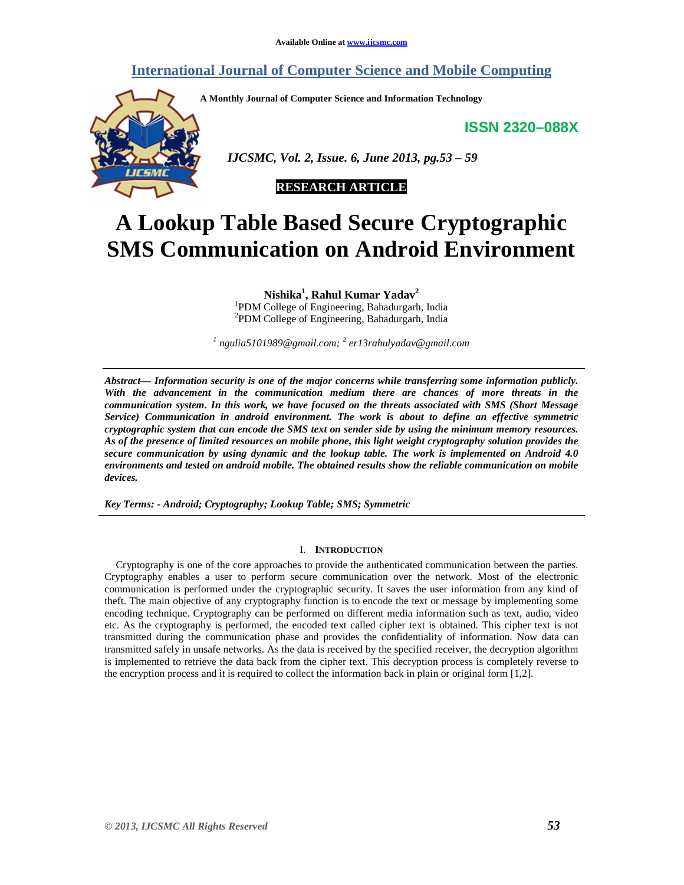Available Online at www.ijcsmc.com

# International Journal of Computer Science and Mobile Computing

**A Monthly Journal of Computer Science and Information Technology**

**ISSN 2320–088X**

*IJCSMC, Vol. 2, Issue. 6, June 2013, pg.53 – 59*

**RESEARCH ARTICLE**

# A Lookup Table Based Secure Cryptographic SMS Communication on Android Environment

**Nishika[1], Rahul Kumar Yadav[2]**

[1]PDM College of Engineering, Bahadurgarh, India
[2]PDM College of Engineering, Bahadurgarh, India

*[1] ngulia5101989@gmail.com; [2] er13rahulyadav@gmail.com*

***Abstract— Information security is one of the major concerns while transferring some information publicly. With the advancement in the communication medium there are chances of more threats in the communication system. In this work, we have focused on the threats associated with SMS (Short Message Service) Communication in android environment. The work is about to define an effective symmetric cryptographic system that can encode the SMS text on sender side by using the minimum memory resources. As of the presence of limited resources on mobile phone, this light weight cryptography solution provides the secure communication by using dynamic and the lookup table. The work is implemented on Android 4.0 environments and tested on android mobile. The obtained results show the reliable communication on mobile devices.***

***Key Terms: - Android; Cryptography; Lookup Table; SMS; Symmetric***

## I. Introduction

Cryptography is one of the core approaches to provide the authenticated communication between the parties. Cryptography enables a user to perform secure communication over the network. Most of the electronic communication is performed under the cryptographic security. It saves the user information from any kind of theft. The main objective of any cryptography function is to encode the text or message by implementing some encoding technique. Cryptography can be performed on different media information such as text, audio, video etc. As the cryptography is performed, the encoded text called cipher text is obtained. This cipher text is not transmitted during the communication phase and provides the confidentiality of information. Now data can transmitted safely in unsafe networks. As the data is received by the specified receiver, the decryption algorithm is implemented to retrieve the data back from the cipher text. This decryption process is completely reverse to the encryption process and it is required to collect the information back in plain or original form [1,2].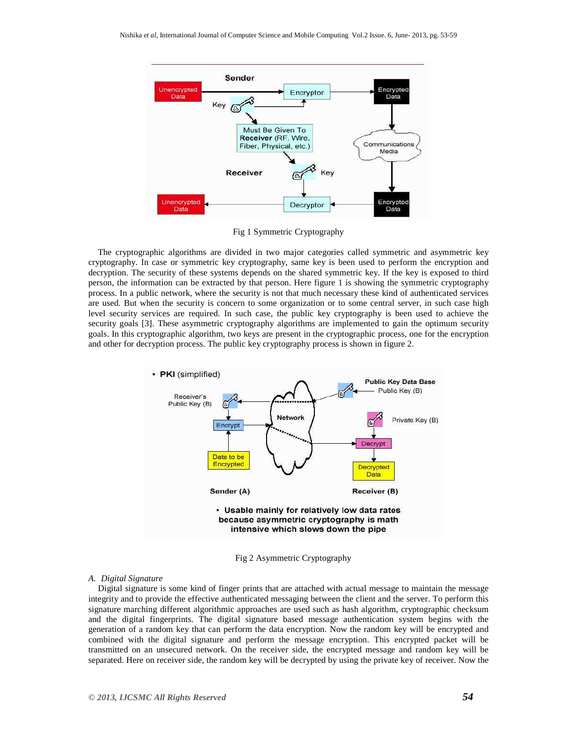Fig 1 Symmetric Cryptography

The cryptographic algorithms are divided in two major categories called symmetric and asymmetric key cryptography. In case or symmetric key cryptography, same key is been used to perform the encryption and decryption. The security of these systems depends on the shared symmetric key. If the key is exposed to third person, the information can be extracted by that person. Here figure 1 is showing the symmetric cryptography process. In a public network, where the security is not that much necessary these kind of authenticated services are used. But when the security is concern to some organization or to some central server, in such case high level security services are required. In such case, the public key cryptography is been used to achieve the security goals [3]. These asymmetric cryptography algorithms are implemented to gain the optimum security goals. In this cryptographic algorithm, two keys are present in the cryptographic process, one for the encryption and other for decryption process. The public key cryptography process is shown in figure 2.

Fig 2 Asymmetric Cryptography

### A. Digital Signature

Digital signature is some kind of finger prints that are attached with actual message to maintain the message integrity and to provide the effective authenticated messaging between the client and the server. To perform this signature marching different algorithmic approaches are used such as hash algorithm, cryptographic checksum and the digital fingerprints. The digital signature based message authentication system begins with the generation of a random key that can perform the data encryption. Now the random key will be encrypted and combined with the digital signature and perform the message encryption. This encrypted packet will be transmitted on an unsecured network. On the receiver side, the encrypted message and random key will be separated. Here on receiver side, the random key will be decrypted by using the private key of receiver. Now the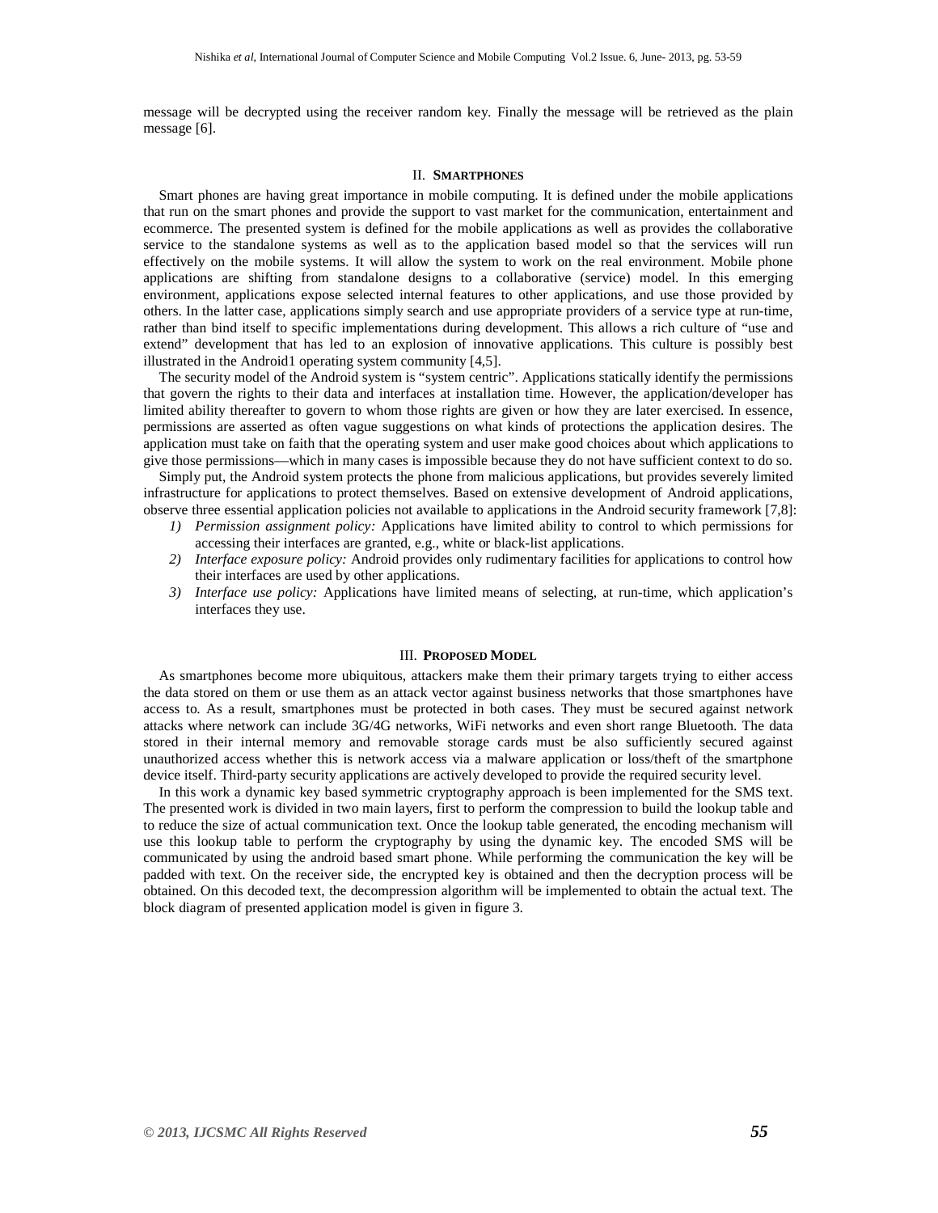message will be decrypted using the receiver random key. Finally the message will be retrieved as the plain message [6].

## II. Smartphones

Smart phones are having great importance in mobile computing. It is defined under the mobile applications that run on the smart phones and provide the support to vast market for the communication, entertainment and ecommerce. The presented system is defined for the mobile applications as well as provides the collaborative service to the standalone systems as well as to the application based model so that the services will run effectively on the mobile systems. It will allow the system to work on the real environment. Mobile phone applications are shifting from standalone designs to a collaborative (service) model. In this emerging environment, applications expose selected internal features to other applications, and use those provided by others. In the latter case, applications simply search and use appropriate providers of a service type at run-time, rather than bind itself to specific implementations during development. This allows a rich culture of "use and extend" development that has led to an explosion of innovative applications. This culture is possibly best illustrated in the Android1 operating system community [4,5].

The security model of the Android system is "system centric". Applications statically identify the permissions that govern the rights to their data and interfaces at installation time. However, the application/developer has limited ability thereafter to govern to whom those rights are given or how they are later exercised. In essence, permissions are asserted as often vague suggestions on what kinds of protections the application desires. The application must take on faith that the operating system and user make good choices about which applications to give those permissions—which in many cases is impossible because they do not have sufficient context to do so.

Simply put, the Android system protects the phone from malicious applications, but provides severely limited infrastructure for applications to protect themselves. Based on extensive development of Android applications, observe three essential application policies not available to applications in the Android security framework [7,8]:

1) *Permission assignment policy:* Applications have limited ability to control to which permissions for accessing their interfaces are granted, e.g., white or black-list applications.
2) *Interface exposure policy:* Android provides only rudimentary facilities for applications to control how their interfaces are used by other applications.
3) *Interface use policy:* Applications have limited means of selecting, at run-time, which application's interfaces they use.

## III. Proposed Model

As smartphones become more ubiquitous, attackers make them their primary targets trying to either access the data stored on them or use them as an attack vector against business networks that those smartphones have access to. As a result, smartphones must be protected in both cases. They must be secured against network attacks where network can include 3G/4G networks, WiFi networks and even short range Bluetooth. The data stored in their internal memory and removable storage cards must be also sufficiently secured against unauthorized access whether this is network access via a malware application or loss/theft of the smartphone device itself. Third-party security applications are actively developed to provide the required security level.

In this work a dynamic key based symmetric cryptography approach is been implemented for the SMS text. The presented work is divided in two main layers, first to perform the compression to build the lookup table and to reduce the size of actual communication text. Once the lookup table generated, the encoding mechanism will use this lookup table to perform the cryptography by using the dynamic key. The encoded SMS will be communicated by using the android based smart phone. While performing the communication the key will be padded with text. On the receiver side, the encrypted key is obtained and then the decryption process will be obtained. On this decoded text, the decompression algorithm will be implemented to obtain the actual text. The block diagram of presented application model is given in figure 3.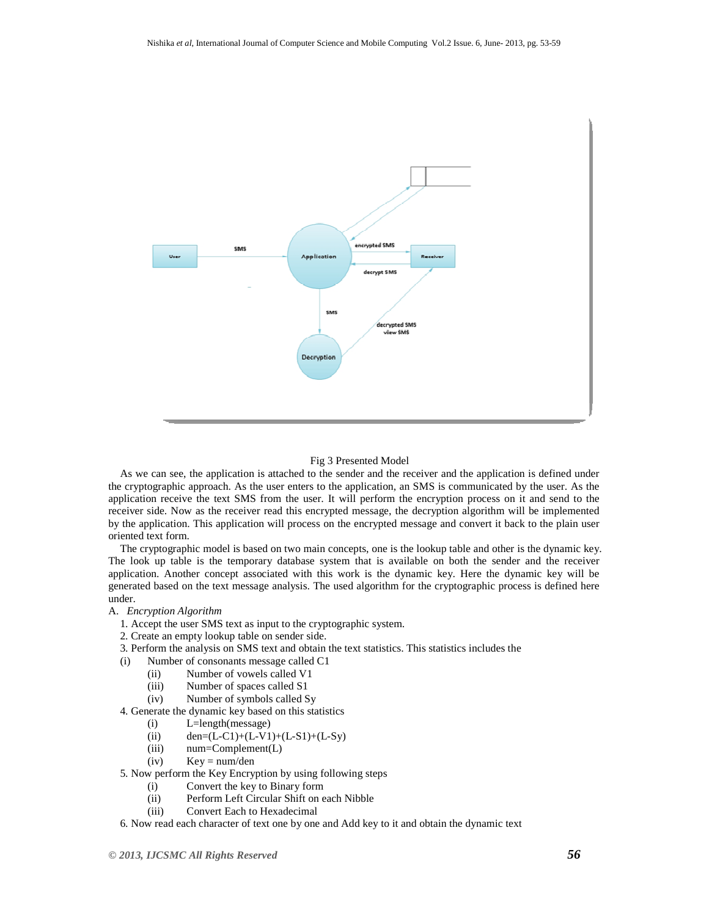Fig 3 Presented Model

As we can see, the application is attached to the sender and the receiver and the application is defined under the cryptographic approach. As the user enters to the application, an SMS is communicated by the user. As the application receive the text SMS from the user. It will perform the encryption process on it and send to the receiver side. Now as the receiver read this encrypted message, the decryption algorithm will be implemented by the application. This application will process on the encrypted message and convert it back to the plain user oriented text form.

The cryptographic model is based on two main concepts, one is the lookup table and other is the dynamic key. The look up table is the temporary database system that is available on both the sender and the receiver application. Another concept associated with this work is the dynamic key. Here the dynamic key will be generated based on the text message analysis. The used algorithm for the cryptographic process is defined here under.

A. *Encryption Algorithm*

1. Accept the user SMS text as input to the cryptographic system.
2. Create an empty lookup table on sender side.
3. Perform the analysis on SMS text and obtain the text statistics. This statistics includes the
   - (i) Number of consonants message called C1
   - (ii) Number of vowels called V1
   - (iii) Number of spaces called S1
   - (iv) Number of symbols called Sy
4. Generate the dynamic key based on this statistics
   - (i) L=length(message)
   - (ii) den=(L-C1)+(L-V1)+(L-S1)+(L-Sy)
   - (iii) num=Complement(L)
   - (iv) Key = num/den
5. Now perform the Key Encryption by using following steps
   - (i) Convert the key to Binary form
   - (ii) Perform Left Circular Shift on each Nibble
   - (iii) Convert Each to Hexadecimal
6. Now read each character of text one by one and Add key to it and obtain the dynamic text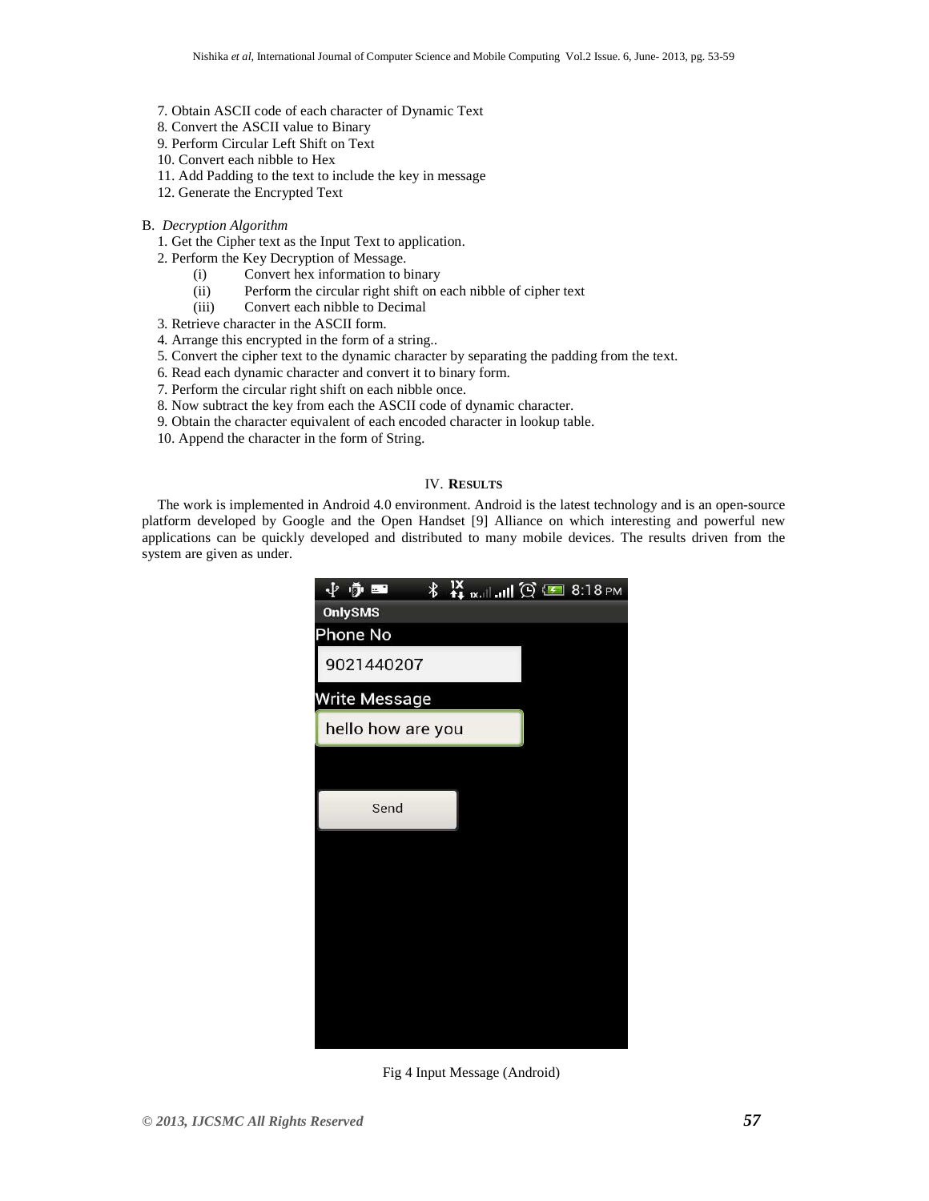7. Obtain ASCII code of each character of Dynamic Text
8. Convert the ASCII value to Binary
9. Perform Circular Left Shift on Text
10. Convert each nibble to Hex
11. Add Padding to the text to include the key in message
12. Generate the Encrypted Text

B. *Decryption Algorithm*

1. Get the Cipher text as the Input Text to application.
2. Perform the Key Decryption of Message.
   - (i) Convert hex information to binary
   - (ii) Perform the circular right shift on each nibble of cipher text
   - (iii) Convert each nibble to Decimal
3. Retrieve character in the ASCII form.
4. Arrange this encrypted in the form of a string..
5. Convert the cipher text to the dynamic character by separating the padding from the text.
6. Read each dynamic character and convert it to binary form.
7. Perform the circular right shift on each nibble once.
8. Now subtract the key from each the ASCII code of dynamic character.
9. Obtain the character equivalent of each encoded character in lookup table.
10. Append the character in the form of String.

## IV. RESULTS

The work is implemented in Android 4.0 environment. Android is the latest technology and is an open-source platform developed by Google and the Open Handset [9] Alliance on which interesting and powerful new applications can be quickly developed and distributed to many mobile devices. The results driven from the system are given as under.

Fig 4 Input Message (Android)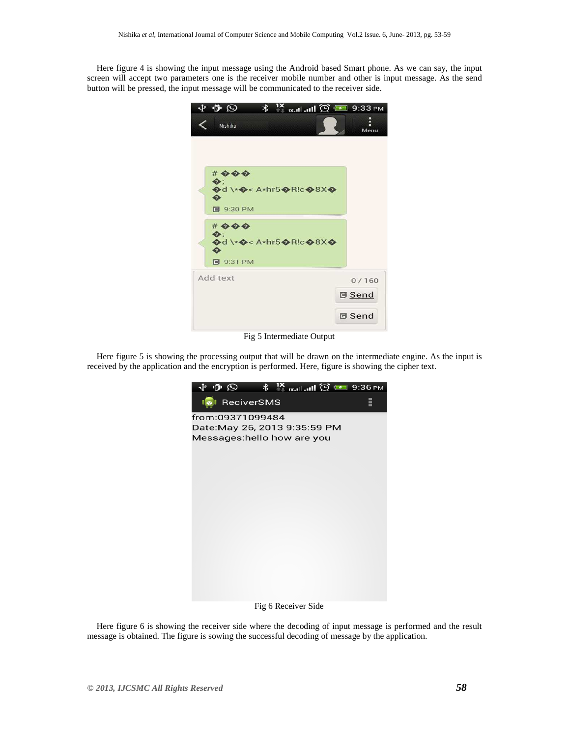Here figure 4 is showing the input message using the Android based Smart phone. As we can say, the input screen will accept two parameters one is the receiver mobile number and other is input message. As the send button will be pressed, the input message will be communicated to the receiver side.

Fig 5 Intermediate Output

Here figure 5 is showing the processing output that will be drawn on the intermediate engine. As the input is received by the application and the encryption is performed. Here, figure is showing the cipher text.

Fig 6 Receiver Side

Here figure 6 is showing the receiver side where the decoding of input message is performed and the result message is obtained. The figure is sowing the successful decoding of message by the application.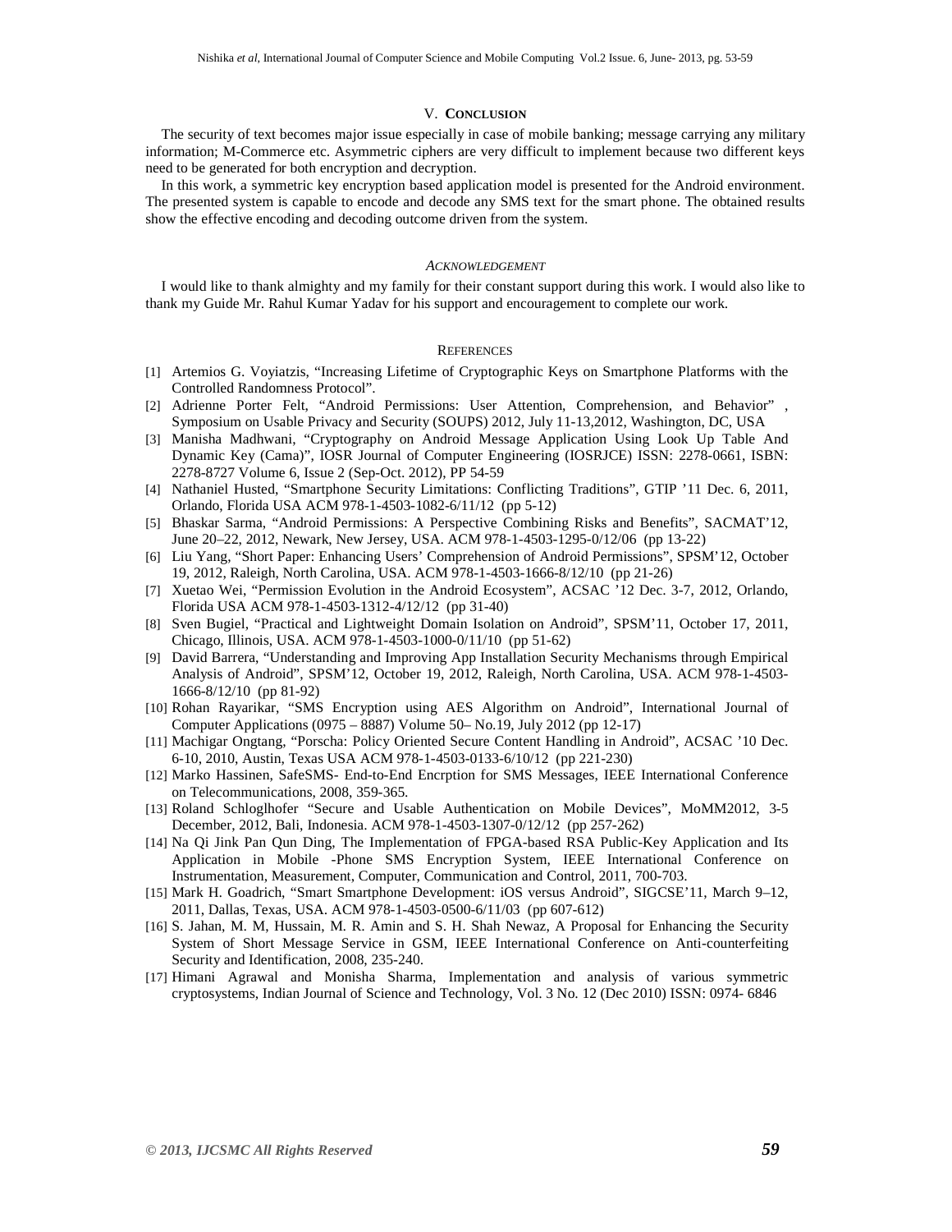## V. CONCLUSION

The security of text becomes major issue especially in case of mobile banking; message carrying any military information; M-Commerce etc. Asymmetric ciphers are very difficult to implement because two different keys need to be generated for both encryption and decryption.

In this work, a symmetric key encryption based application model is presented for the Android environment. The presented system is capable to encode and decode any SMS text for the smart phone. The obtained results show the effective encoding and decoding outcome driven from the system.

## ACKNOWLEDGEMENT

I would like to thank almighty and my family for their constant support during this work. I would also like to thank my Guide Mr. Rahul Kumar Yadav for his support and encouragement to complete our work.

## REFERENCES

[1] Artemios G. Voyiatzis, "Increasing Lifetime of Cryptographic Keys on Smartphone Platforms with the Controlled Randomness Protocol".

[2] Adrienne Porter Felt, "Android Permissions: User Attention, Comprehension, and Behavior" , Symposium on Usable Privacy and Security (SOUPS) 2012, July 11-13,2012, Washington, DC, USA

[3] Manisha Madhwani, "Cryptography on Android Message Application Using Look Up Table And Dynamic Key (Cama)", IOSR Journal of Computer Engineering (IOSRJCE) ISSN: 2278-0661, ISBN: 2278-8727 Volume 6, Issue 2 (Sep-Oct. 2012), PP 54-59

[4] Nathaniel Husted, "Smartphone Security Limitations: Conflicting Traditions", GTIP '11 Dec. 6, 2011, Orlando, Florida USA ACM 978-1-4503-1082-6/11/12 (pp 5-12)

[5] Bhaskar Sarma, "Android Permissions: A Perspective Combining Risks and Benefits", SACMAT'12, June 20–22, 2012, Newark, New Jersey, USA. ACM 978-1-4503-1295-0/12/06 (pp 13-22)

[6] Liu Yang, "Short Paper: Enhancing Users' Comprehension of Android Permissions", SPSM'12, October 19, 2012, Raleigh, North Carolina, USA. ACM 978-1-4503-1666-8/12/10 (pp 21-26)

[7] Xuetao Wei, "Permission Evolution in the Android Ecosystem", ACSAC '12 Dec. 3-7, 2012, Orlando, Florida USA ACM 978-1-4503-1312-4/12/12 (pp 31-40)

[8] Sven Bugiel, "Practical and Lightweight Domain Isolation on Android", SPSM'11, October 17, 2011, Chicago, Illinois, USA. ACM 978-1-4503-1000-0/11/10 (pp 51-62)

[9] David Barrera, "Understanding and Improving App Installation Security Mechanisms through Empirical Analysis of Android", SPSM'12, October 19, 2012, Raleigh, North Carolina, USA. ACM 978-1-4503-1666-8/12/10 (pp 81-92)

[10] Rohan Rayarikar, "SMS Encryption using AES Algorithm on Android", International Journal of Computer Applications (0975 – 8887) Volume 50– No.19, July 2012 (pp 12-17)

[11] Machigar Ongtang, "Porscha: Policy Oriented Secure Content Handling in Android", ACSAC '10 Dec. 6-10, 2010, Austin, Texas USA ACM 978-1-4503-0133-6/10/12 (pp 221-230)

[12] Marko Hassinen, SafeSMS- End-to-End Encrption for SMS Messages, IEEE International Conference on Telecommunications, 2008, 359-365.

[13] Roland Schloglhofer "Secure and Usable Authentication on Mobile Devices", MoMM2012, 3-5 December, 2012, Bali, Indonesia. ACM 978-1-4503-1307-0/12/12 (pp 257-262)

[14] Na Qi Jink Pan Qun Ding, The Implementation of FPGA-based RSA Public-Key Application and Its Application in Mobile -Phone SMS Encryption System, IEEE International Conference on Instrumentation, Measurement, Computer, Communication and Control, 2011, 700-703.

[15] Mark H. Goadrich, "Smart Smartphone Development: iOS versus Android", SIGCSE'11, March 9–12, 2011, Dallas, Texas, USA. ACM 978-1-4503-0500-6/11/03 (pp 607-612)

[16] S. Jahan, M. M, Hussain, M. R. Amin and S. H. Shah Newaz, A Proposal for Enhancing the Security System of Short Message Service in GSM, IEEE International Conference on Anti-counterfeiting Security and Identification, 2008, 235-240.

[17] Himani Agrawal and Monisha Sharma, Implementation and analysis of various symmetric cryptosystems, Indian Journal of Science and Technology, Vol. 3 No. 12 (Dec 2010) ISSN: 0974- 6846